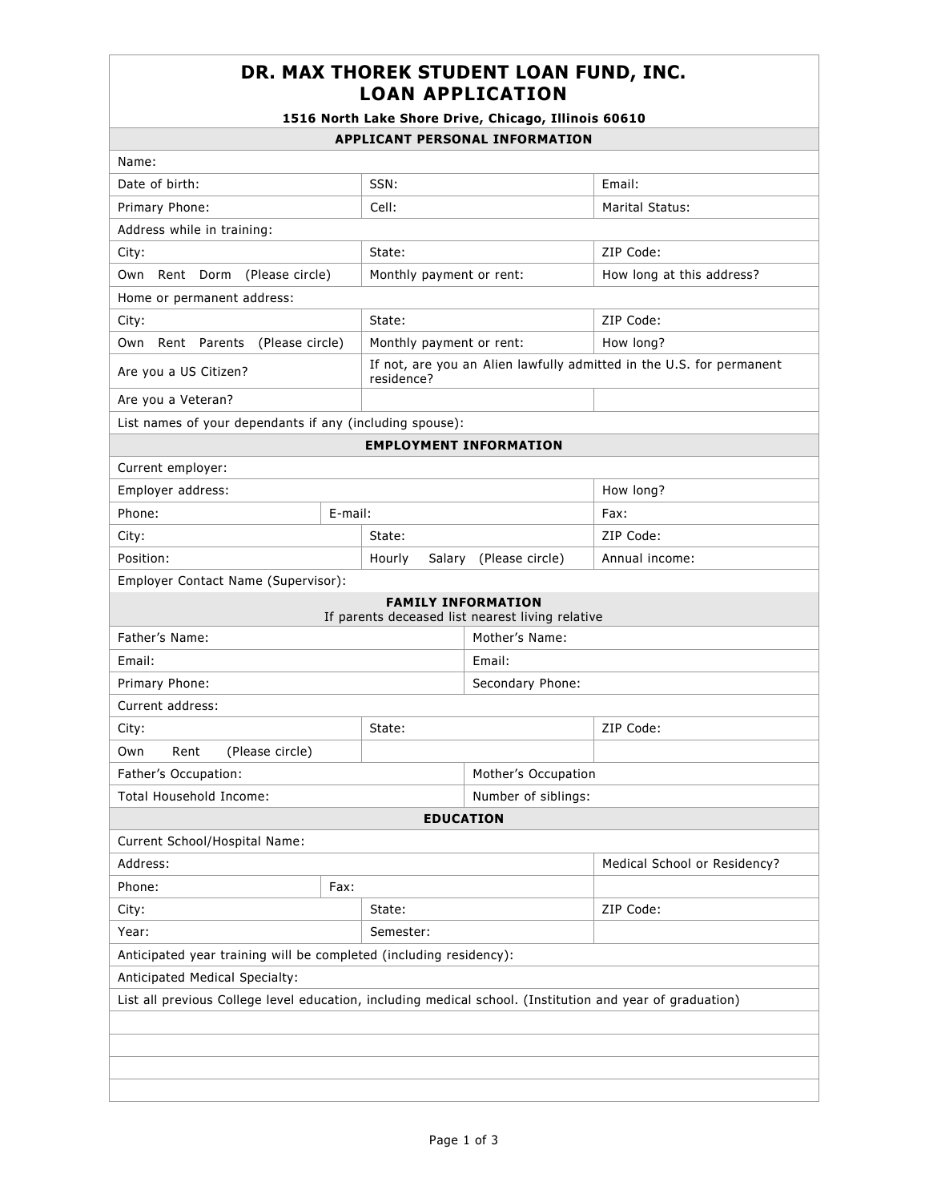# DR. MAX THOREK STUDENT LOAN FUND, INC.
# LOAN APPLICATION

**1516 North Lake Shore Drive, Chicago, Illinois 60610**

| **APPLICANT PERSONAL INFORMATION** | | |
|---|---|---|
| Name: | | |
| Date of birth: | SSN: | Email: |
| Primary Phone: | Cell: | Marital Status: |
| Address while in training: | | |
| City: | State: | ZIP Code: |
| Own Rent Dorm (Please circle) | Monthly payment or rent: | How long at this address? |
| Home or permanent address: | | |
| City: | State: | ZIP Code: |
| Own Rent Parents (Please circle) | Monthly payment or rent: | How long? |
| Are you a US Citizen? | If not, are you an Alien lawfully admitted in the U.S. for permanent residence? | |
| Are you a Veteran? | | |
| List names of your dependants if any (including spouse): | | |

| **EMPLOYMENT INFORMATION** | | |
|---|---|---|
| Current employer: | | |
| Employer address: | | How long? |
| Phone: | E-mail: | Fax: |
| City: | State: | ZIP Code: |
| Position: | Hourly Salary (Please circle) | Annual income: |
| Employer Contact Name (Supervisor): | | |

**FAMILY INFORMATION**
If parents deceased list nearest living relative

| | |
|---|---|
| Father's Name: | Mother's Name: |
| Email: | Email: |
| Primary Phone: | Secondary Phone: |
| Current address: | |
| City: / State: | ZIP Code: |
| Own Rent (Please circle) | |
| Father's Occupation: | Mother's Occupation |
| Total Household Income: | Number of siblings: |

| **EDUCATION** | | |
|---|---|---|
| Current School/Hospital Name: | | |
| Address: | | Medical School or Residency? |
| Phone: | Fax: | |
| City: | State: | ZIP Code: |
| Year: | Semester: | |
| Anticipated year training will be completed (including residency): | | |
| Anticipated Medical Specialty: | | |
| List all previous College level education, including medical school. (Institution and year of graduation) | | |
| | | |
| | | |
| | | |
| | | |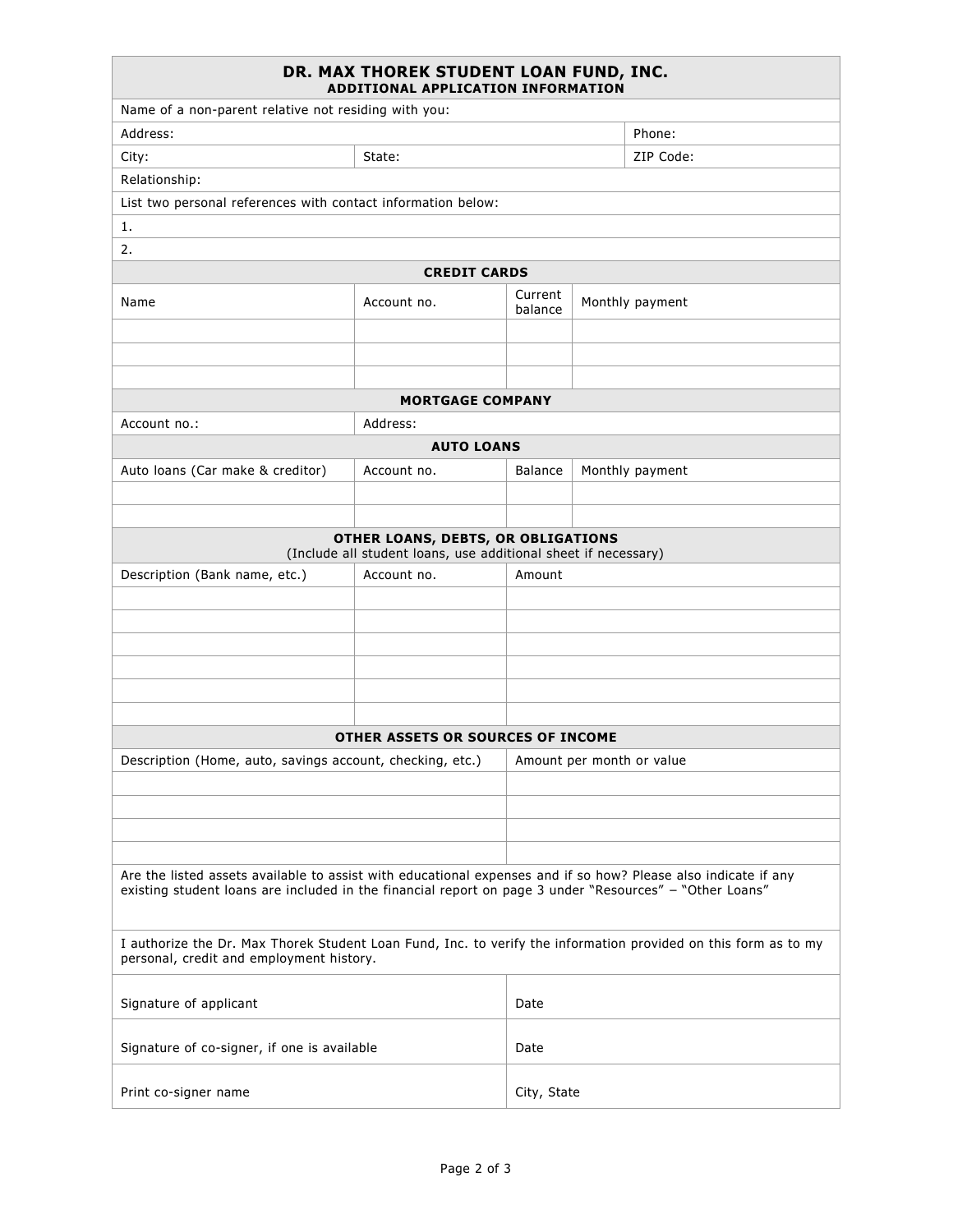# DR. MAX THOREK STUDENT LOAN FUND, INC.

## ADDITIONAL APPLICATION INFORMATION

| Name of a non-parent relative not residing with you: | | |
|---|---|---|
| Address: | | Phone: |
| City: | State: | ZIP Code: |
| Relationship: | | |

List two personal references with contact information below:

1.

2.

### CREDIT CARDS

| Name | Account no. | Current balance | Monthly payment |
|---|---|---|---|
| | | | |
| | | | |
| | | | |

### MORTGAGE COMPANY

| Account no.: | Address: |
|---|---|

### AUTO LOANS

| Auto loans (Car make & creditor) | Account no. | Balance | Monthly payment |
|---|---|---|---|
| | | | |
| | | | |

### OTHER LOANS, DEBTS, OR OBLIGATIONS

(Include all student loans, use additional sheet if necessary)

| Description (Bank name, etc.) | Account no. | Amount |
|---|---|---|
| | | |
| | | |
| | | |
| | | |
| | | |
| | | |

### OTHER ASSETS OR SOURCES OF INCOME

| Description (Home, auto, savings account, checking, etc.) | Amount per month or value |
|---|---|
| | |
| | |
| | |
| | |

Are the listed assets available to assist with educational expenses and if so how? Please also indicate if any existing student loans are included in the financial report on page 3 under "Resources" – "Other Loans"

I authorize the Dr. Max Thorek Student Loan Fund, Inc. to verify the information provided on this form as to my personal, credit and employment history.

| Signature of applicant | Date |
|---|---|
| Signature of co-signer, if one is available | Date |
| Print co-signer name | City, State |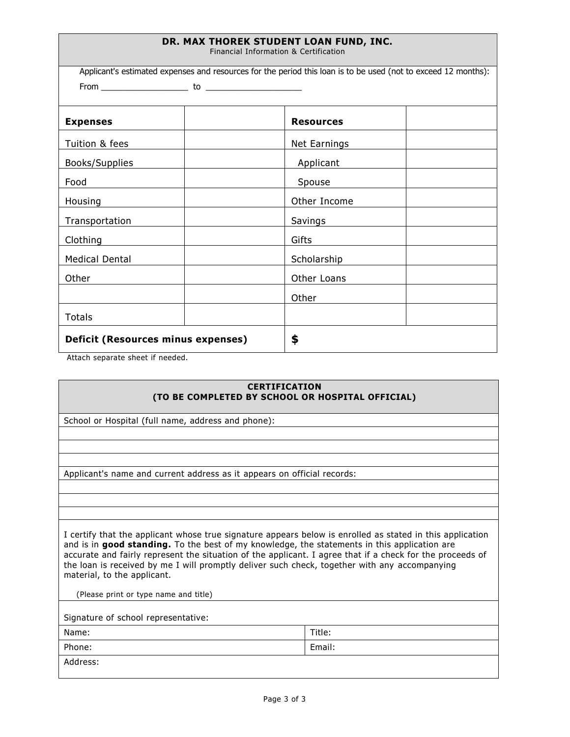## DR. MAX THOREK STUDENT LOAN FUND, INC.

Financial Information & Certification

Applicant's estimated expenses and resources for the period this loan is to be used (not to exceed 12 months):

From ___________________ to _____________________

| **Expenses** | | **Resources** | |
|---|---|---|---|
| Tuition & fees | | Net Earnings | |
| Books/Supplies | | Applicant | |
| Food | | Spouse | |
| Housing | | Other Income | |
| Transportation | | Savings | |
| Clothing | | Gifts | |
| Medical Dental | | Scholarship | |
| Other | | Other Loans | |
| | | Other | |
| Totals | | | |
| **Deficit (Resources minus expenses)** | | **$** | |

Attach separate sheet if needed.

### CERTIFICATION
### (TO BE COMPLETED BY SCHOOL OR HOSPITAL OFFICIAL)

School or Hospital (full name, address and phone):

Applicant's name and current address as it appears on official records:

I certify that the applicant whose true signature appears below is enrolled as stated in this application and is in **good standing.** To the best of my knowledge, the statements in this application are accurate and fairly represent the situation of the applicant. I agree that if a check for the proceeds of the loan is received by me I will promptly deliver such check, together with any accompanying material, to the applicant.

(Please print or type name and title)

Signature of school representative:

| | |
|---|---|
| Name: | Title: |
| Phone: | Email: |
| Address: | |